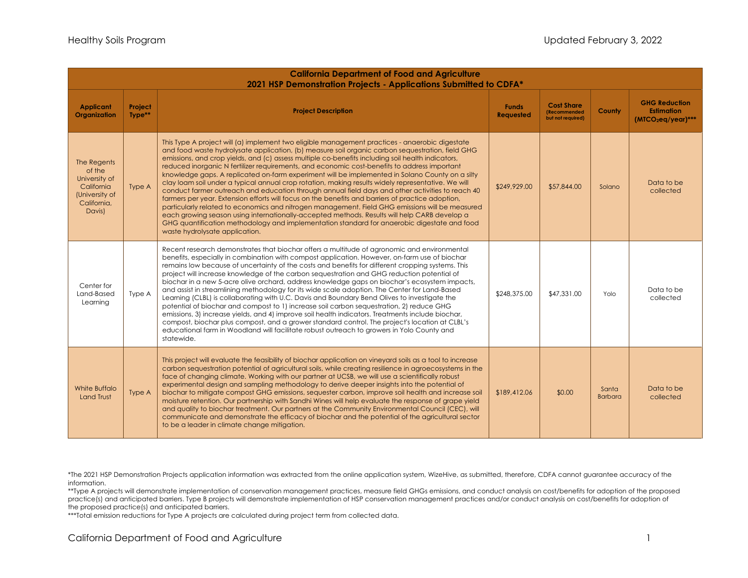| California Department of Food and Agriculture 2021 HSP Demonstration Projects - Applications Submitted to CDFA* | | | | | | |
|---|---|---|---|---|---|---|
| **Applicant Organization** | **Project Type**** | **Project Description** | **Funds Requested** | **Cost Share (Recommended but not required)** | **County** | **GHG Reduction Estimation ($MTCO_2eq$/year)***** |
| The Regents of the University of California (University of California, Davis) | Type A | This Type A project will (a) implement two eligible management practices - anaerobic digestate and food waste hydrolysate application, (b) measure soil organic carbon sequestration, field GHG emissions, and crop yields, and (c) assess multiple co-benefits including soil health indicators, reduced inorganic N fertilizer requirements, and economic cost-benefits to address important knowledge gaps. A replicated on-farm experiment will be implemented in Solano County on a silty clay loam soil under a typical annual crop rotation, making results widely representative. We will conduct farmer outreach and education through annual field days and other activities to reach 40 farmers per year. Extension efforts will focus on the benefits and barriers of practice adoption, particularly related to economics and nitrogen management. Field GHG emissions will be measured each growing season using internationally-accepted methods. Results will help CARB develop a GHG quantification methodology and implementation standard for anaerobic digestate and food waste hydrolysate application. | $249,929.00 | $57,844.00 | Solano | Data to be collected |
| Center for Land-Based Learning | Type A | Recent research demonstrates that biochar offers a multitude of agronomic and environmental benefits, especially in combination with compost application. However, on-farm use of biochar remains low because of uncertainty of the costs and benefits for different cropping systems. This project will increase knowledge of the carbon sequestration and GHG reduction potential of biochar in a new 5-acre olive orchard, address knowledge gaps on biochar's ecosystem impacts, and assist in streamlining methodology for its wide scale adoption. The Center for Land-Based Learning (CLBL) is collaborating with U.C. Davis and Boundary Bend Olives to investigate the potential of biochar and compost to 1) increase soil carbon sequestration, 2) reduce GHG emissions, 3) increase yields, and 4) improve soil health indicators. Treatments include biochar, compost, biochar plus compost, and a grower standard control. The project's location at CLBL's educational farm in Woodland will facilitate robust outreach to growers in Yolo County and statewide. | $248,375.00 | $47,331.00 | Yolo | Data to be collected |
| White Buffalo Land Trust | Type A | This project will evaluate the feasibility of biochar application on vineyard soils as a tool to increase carbon sequestration potential of agricultural soils, while creating resilience in agroecosystems in the face of changing climate. Working with our partner at UCSB, we will use a scientifically robust experimental design and sampling methodology to derive deeper insights into the potential of biochar to mitigate compost GHG emissions, sequester carbon, improve soil health and increase soil moisture retention. Our partnership with Sandhi Wines will help evaluate the response of grape yield and quality to biochar treatment. Our partners at the Community Environmental Council (CEC), will communicate and demonstrate the efficacy of biochar and the potential of the agricultural sector to be a leader in climate change mitigation. | $189,412.06 | $0.00 | Santa Barbara | Data to be collected |

*The 2021 HSP Demonstration Projects application information was extracted from the online application system, WizeHive, as submitted, therefore, CDFA cannot guarantee accuracy of the information.

**Type A projects will demonstrate implementation of conservation management practices, measure field GHGs emissions, and conduct analysis on cost/benefits for adoption of the proposed practice(s) and anticipated barriers. Type B projects will demonstrate implementation of HSP conservation management practices and/or conduct analysis on cost/benefits for adoption of the proposed practice(s) and anticipated barriers.

***Total emission reductions for Type A projects are calculated during project term from collected data.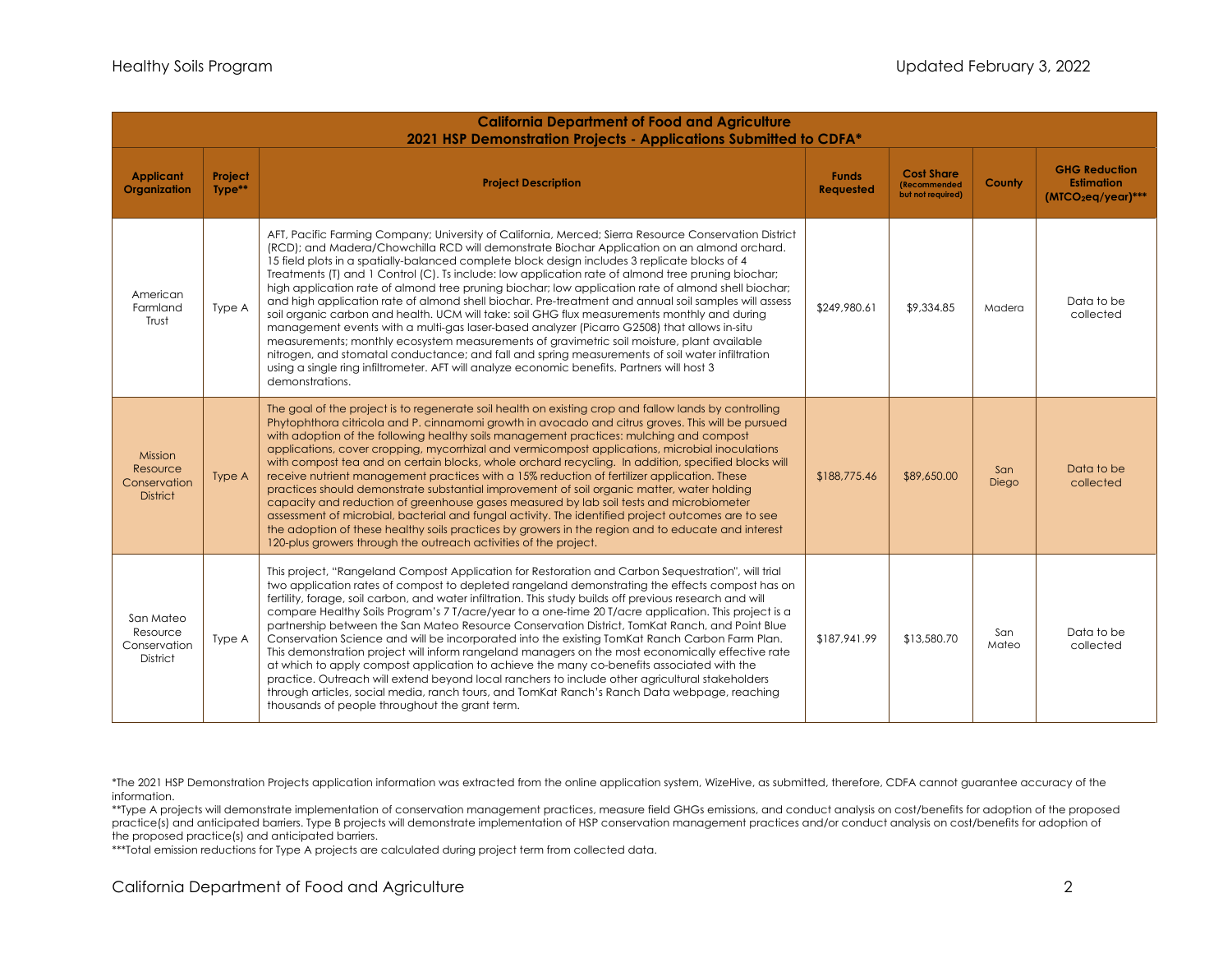| California Department of Food and Agriculture<br>2021 HSP Demonstration Projects - Applications Submitted to CDFA* | | | | | | |
|---|---|---|---|---|---|---|
| **Applicant Organization** | **Project Type**** | **Project Description** | **Funds Requested** | **Cost Share (Recommended but not required)** | **County** | **GHG Reduction Estimation ($MTCO_2eq$/year)***** |
| American Farmland Trust | Type A | AFT, Pacific Farming Company; University of California, Merced; Sierra Resource Conservation District (RCD); and Madera/Chowchilla RCD will demonstrate Biochar Application on an almond orchard. 15 field plots in a spatially-balanced complete block design includes 3 replicate blocks of 4 Treatments (T) and 1 Control (C). Ts include: low application rate of almond tree pruning biochar; high application rate of almond tree pruning biochar; low application rate of almond shell biochar; and high application rate of almond shell biochar. Pre-treatment and annual soil samples will assess soil organic carbon and health. UCM will take: soil GHG flux measurements monthly and during management events with a multi-gas laser-based analyzer (Picarro G2508) that allows in-situ measurements; monthly ecosystem measurements of gravimetric soil moisture, plant available nitrogen, and stomatal conductance; and fall and spring measurements of soil water infiltration using a single ring infiltrometer. AFT will analyze economic benefits. Partners will host 3 demonstrations. | $249,980.61 | $9,334.85 | Madera | Data to be collected |
| Mission Resource Conservation District | Type A | The goal of the project is to regenerate soil health on existing crop and fallow lands by controlling Phytophthora citricola and P. cinnamomi growth in avocado and citrus groves. This will be pursued with adoption of the following healthy soils management practices: mulching and compost applications, cover cropping, mycorrhizal and vermicompost applications, microbial inoculations with compost tea and on certain blocks, whole orchard recycling. In addition, specified blocks will receive nutrient management practices with a 15% reduction of fertilizer application. These practices should demonstrate substantial improvement of soil organic matter, water holding capacity and reduction of greenhouse gases measured by lab soil tests and microbiometer assessment of microbial, bacterial and fungal activity. The identified project outcomes are to see the adoption of these healthy soils practices by growers in the region and to educate and interest 120-plus growers through the outreach activities of the project. | $188,775.46 | $89,650.00 | San Diego | Data to be collected |
| San Mateo Resource Conservation District | Type A | This project, "Rangeland Compost Application for Restoration and Carbon Sequestration", will trial two application rates of compost to depleted rangeland demonstrating the effects compost has on fertility, forage, soil carbon, and water infiltration. This study builds off previous research and will compare Healthy Soils Program's 7 T/acre/year to a one-time 20 T/acre application. This project is a partnership between the San Mateo Resource Conservation District, TomKat Ranch, and Point Blue Conservation Science and will be incorporated into the existing TomKat Ranch Carbon Farm Plan. This demonstration project will inform rangeland managers on the most economically effective rate at which to apply compost application to achieve the many co-benefits associated with the practice. Outreach will extend beyond local ranchers to include other agricultural stakeholders through articles, social media, ranch tours, and TomKat Ranch's Ranch Data webpage, reaching thousands of people throughout the grant term. | $187,941.99 | $13,580.70 | San Mateo | Data to be collected |

*The 2021 HSP Demonstration Projects application information was extracted from the online application system, WizeHive, as submitted, therefore, CDFA cannot guarantee accuracy of the information.

**Type A projects will demonstrate implementation of conservation management practices, measure field GHGs emissions, and conduct analysis on cost/benefits for adoption of the proposed practice(s) and anticipated barriers. Type B projects will demonstrate implementation of HSP conservation management practices and/or conduct analysis on cost/benefits for adoption of the proposed practice(s) and anticipated barriers.

***Total emission reductions for Type A projects are calculated during project term from collected data.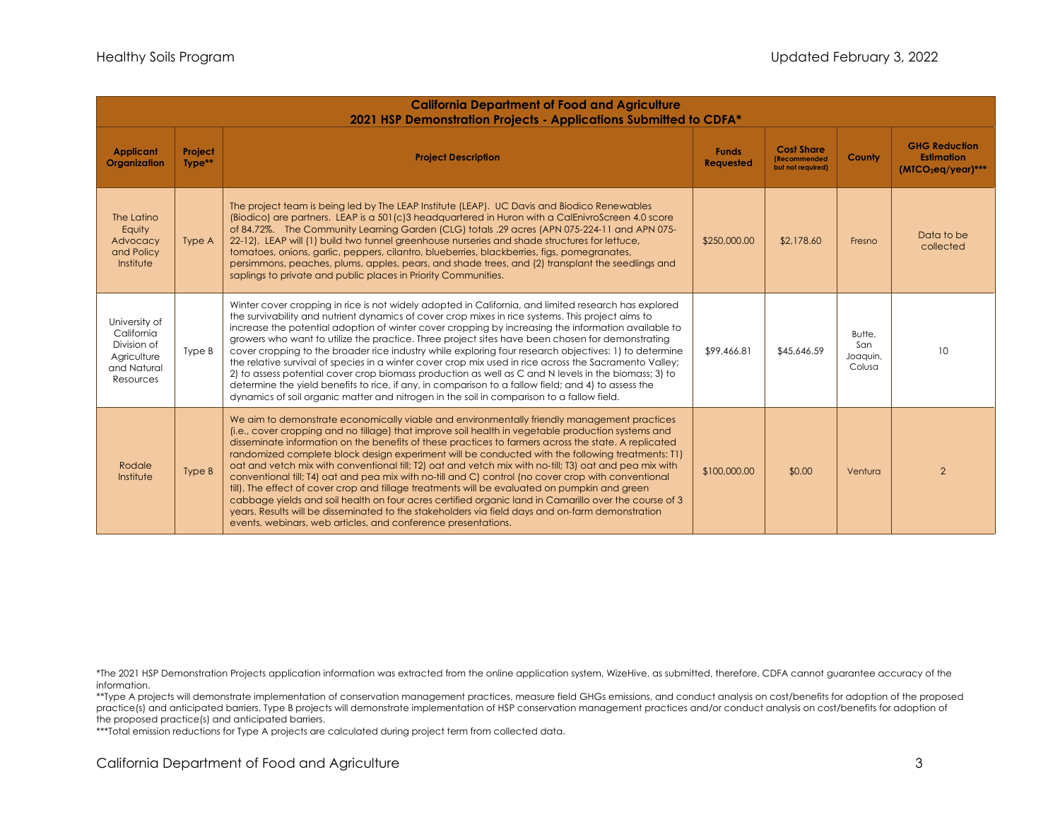| California Department of Food and Agriculture 2021 HSP Demonstration Projects - Applications Submitted to CDFA* | | | | | | |
|---|---|---|---|---|---|---|
| **Applicant Organization** | **Project Type**** | **Project Description** | **Funds Requested** | **Cost Share (Recommended but not required)** | **County** | **GHG Reduction Estimation ($MTCO_2eq/year$)***** |
| The Latino Equity Advocacy and Policy Institute | Type A | The project team is being led by The LEAP Institute (LEAP). UC Davis and Biodico Renewables (Biodico) are partners. LEAP is a 501(c)3 headquartered in Huron with a CalEnivroScreen 4.0 score of 84.72%. The Community Learning Garden (CLG) totals .29 acres (APN 075-224-11 and APN 075-22-12). LEAP will (1) build two tunnel greenhouse nurseries and shade structures for lettuce, tomatoes, onions, garlic, peppers, cilantro, blueberries, blackberries, figs, pomegranates, persimmons, peaches, plums, apples, pears, and shade trees, and (2) transplant the seedlings and saplings to private and public places in Priority Communities. | $250,000.00 | $2,178.60 | Fresno | Data to be collected |
| University of California Division of Agriculture and Natural Resources | Type B | Winter cover cropping in rice is not widely adopted in California, and limited research has explored the survivability and nutrient dynamics of cover crop mixes in rice systems. This project aims to increase the potential adoption of winter cover cropping by increasing the information available to growers who want to utilize the practice. Three project sites have been chosen for demonstrating cover cropping to the broader rice industry while exploring four research objectives: 1) to determine the relative survival of species in a winter cover crop mix used in rice across the Sacramento Valley; 2) to assess potential cover crop biomass production as well as C and N levels in the biomass; 3) to determine the yield benefits to rice, if any, in comparison to a fallow field; and 4) to assess the dynamics of soil organic matter and nitrogen in the soil in comparison to a fallow field. | $99,466.81 | $45,646.59 | Butte, San Joaquin, Colusa | 10 |
| Rodale Institute | Type B | We aim to demonstrate economically viable and environmentally friendly management practices (i.e., cover cropping and no tillage) that improve soil health in vegetable production systems and disseminate information on the benefits of these practices to farmers across the state. A replicated randomized complete block design experiment will be conducted with the following treatments: T1) oat and vetch mix with conventional till; T2) oat and vetch mix with no-till; T3) oat and pea mix with conventional till; T4) oat and pea mix with no-till and C) control (no cover crop with conventional till). The effect of cover crop and tillage treatments will be evaluated on pumpkin and green cabbage yields and soil health on four acres certified organic land in Camarillo over the course of 3 years. Results will be disseminated to the stakeholders via field days and on-farm demonstration events, webinars, web articles, and conference presentations. | $100,000.00 | $0.00 | Ventura | 2 |

*The 2021 HSP Demonstration Projects application information was extracted from the online application system, WizeHive, as submitted, therefore, CDFA cannot guarantee accuracy of the information.

**Type A projects will demonstrate implementation of conservation management practices, measure field GHGs emissions, and conduct analysis on cost/benefits for adoption of the proposed practice(s) and anticipated barriers. Type B projects will demonstrate implementation of HSP conservation management practices and/or conduct analysis on cost/benefits for adoption of the proposed practice(s) and anticipated barriers.

***Total emission reductions for Type A projects are calculated during project term from collected data.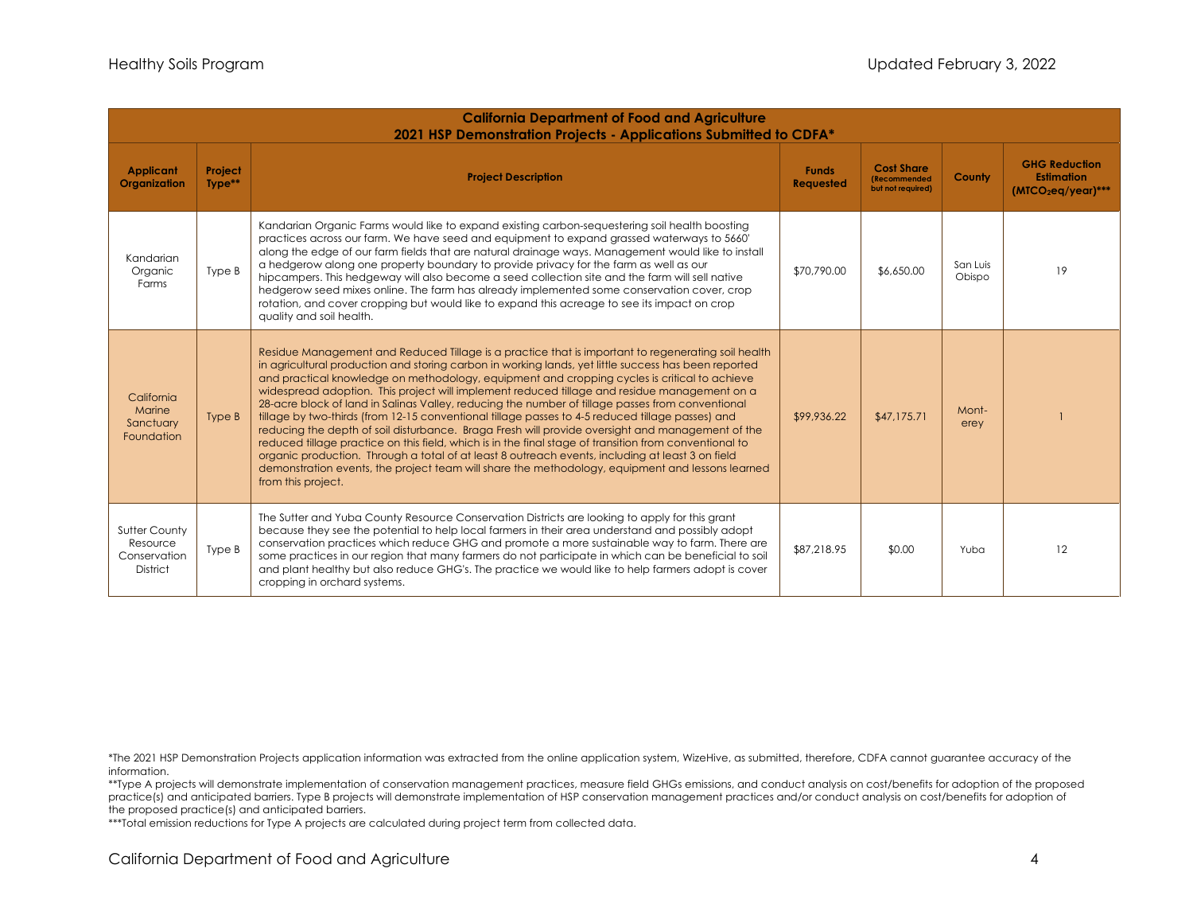| California Department of Food and Agriculture<br>2021 HSP Demonstration Projects - Applications Submitted to CDFA* | | | | | | |
|---|---|---|---|---|---|---|
| **Applicant Organization** | **Project Type**** | **Project Description** | **Funds Requested** | **Cost Share (Recommended but not required)** | **County** | **GHG Reduction Estimation ($MTCO_2eq$/year)***** |
| Kandarian Organic Farms | Type B | Kandarian Organic Farms would like to expand existing carbon-sequestering soil health boosting practices across our farm. We have seed and equipment to expand grassed waterways to 5660' along the edge of our farm fields that are natural drainage ways. Management would like to install a hedgerow along one property boundary to provide privacy for the farm as well as our hipcampers. This hedgeway will also become a seed collection site and the farm will sell native hedgerow seed mixes online. The farm has already implemented some conservation cover, crop rotation, and cover cropping but would like to expand this acreage to see its impact on crop quality and soil health. | $70,790.00 | $6,650.00 | San Luis Obispo | 19 |
| California Marine Sanctuary Foundation | Type B | Residue Management and Reduced Tillage is a practice that is important to regenerating soil health in agricultural production and storing carbon in working lands, yet little success has been reported and practical knowledge on methodology, equipment and cropping cycles is critical to achieve widespread adoption. This project will implement reduced tillage and residue management on a 28-acre block of land in Salinas Valley, reducing the number of tillage passes from conventional tillage by two-thirds (from 12-15 conventional tillage passes to 4-5 reduced tillage passes) and reducing the depth of soil disturbance. Braga Fresh will provide oversight and management of the reduced tillage practice on this field, which is in the final stage of transition from conventional to organic production. Through a total of at least 8 outreach events, including at least 3 on field demonstration events, the project team will share the methodology, equipment and lessons learned from this project. | $99,936.22 | $47,175.71 | Mont-erey | 1 |
| Sutter County Resource Conservation District | Type B | The Sutter and Yuba County Resource Conservation Districts are looking to apply for this grant because they see the potential to help local farmers in their area understand and possibly adopt conservation practices which reduce GHG and promote a more sustainable way to farm. There are some practices in our region that many farmers do not participate in which can be beneficial to soil and plant healthy but also reduce GHG's. The practice we would like to help farmers adopt is cover cropping in orchard systems. | $87,218.95 | $0.00 | Yuba | 12 |

*The 2021 HSP Demonstration Projects application information was extracted from the online application system, WizeHive, as submitted, therefore, CDFA cannot guarantee accuracy of the information.

**Type A projects will demonstrate implementation of conservation management practices, measure field GHGs emissions, and conduct analysis on cost/benefits for adoption of the proposed practice(s) and anticipated barriers. Type B projects will demonstrate implementation of HSP conservation management practices and/or conduct analysis on cost/benefits for adoption of the proposed practice(s) and anticipated barriers.

***Total emission reductions for Type A projects are calculated during project term from collected data.